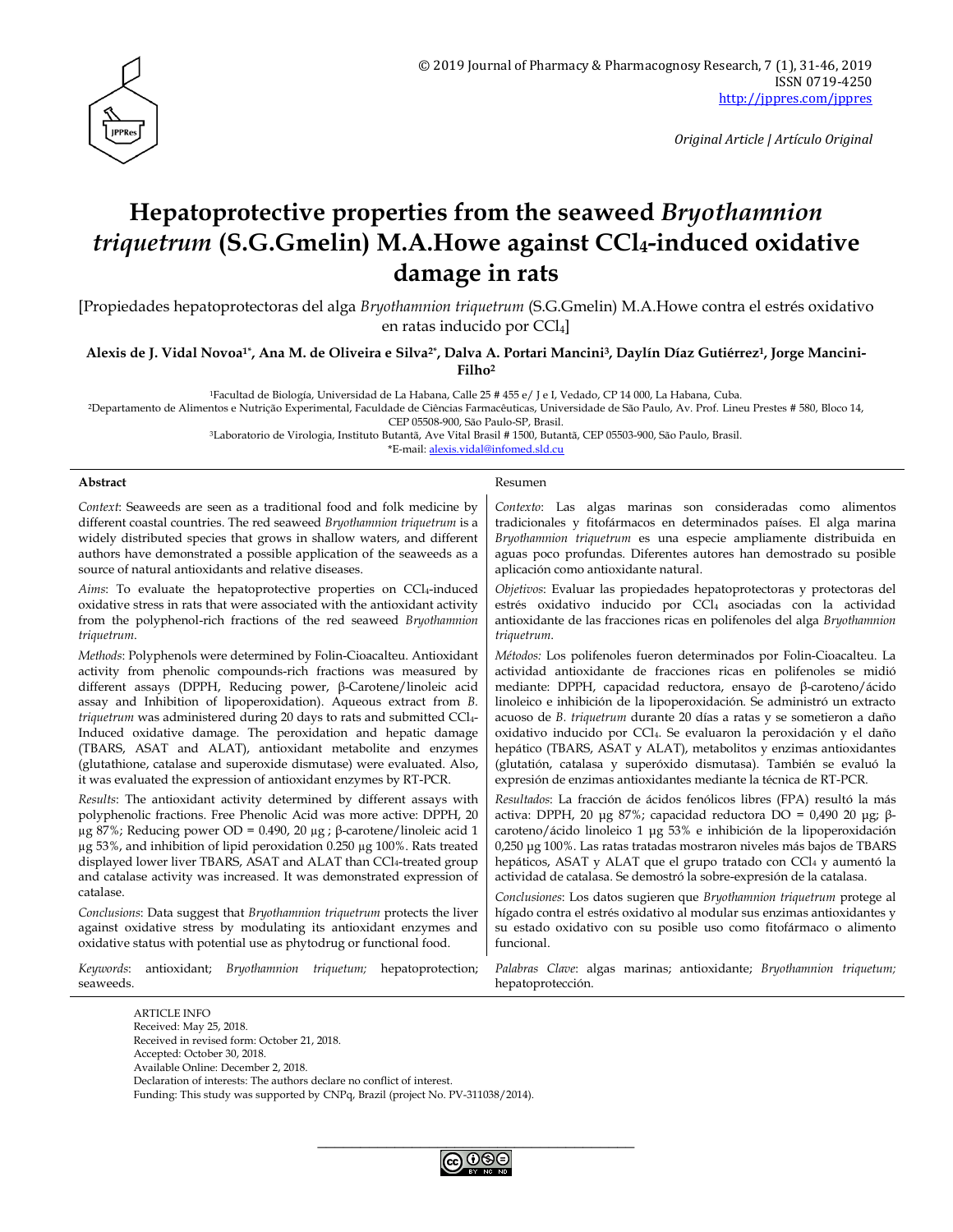Original Article | Artículo Original

# Hepatoprotective properties from the seaweed *Bryothamnion triquetrum* (S.G.Gmelin) M.A.Howe against $CCl_4$-induced oxidative damage in rats

[Propiedades hepatoprotectoras del alga *Bryothamnion triquetrum* (S.G.Gmelin) M.A.Howe contra el estrés oxidativo en ratas inducido por $CCl_4$]

**Alexis de J. Vidal Novoa[1*], Ana M. de Oliveira e Silva[2*], Dalva A. Portari Mancini[3], Daylín Díaz Gutiérrez[1], Jorge Mancini-Filho[2]**

[1]Facultad de Biología, Universidad de La Habana, Calle 25 # 455 e/ J e I, Vedado, CP 14 000, La Habana, Cuba.
[2]Departamento de Alimentos e Nutrição Experimental, Faculdade de Ciências Farmacêuticas, Universidade de São Paulo, Av. Prof. Lineu Prestes # 580, Bloco 14, CEP 05508-900, São Paulo-SP, Brasil.
[3]Laboratorio de Virologia, Instituto Butantã, Ave Vital Brasil # 1500, Butantã, CEP 05503-900, São Paulo, Brasil.
*E-mail: alexis.vidal@infomed.sld.cu

## Abstract

*Context*: Seaweeds are seen as a traditional food and folk medicine by different coastal countries. The red seaweed *Bryothamnion triquetrum* is a widely distributed species that grows in shallow waters, and different authors have demonstrated a possible application of the seaweeds as a source of natural antioxidants and relative diseases.

*Aims*: To evaluate the hepatoprotective properties on $CCl_4$-induced oxidative stress in rats that were associated with the antioxidant activity from the polyphenol-rich fractions of the red seaweed *Bryothamnion triquetrum*.

*Methods*: Polyphenols were determined by Folin-Cioacalteu. Antioxidant activity from phenolic compounds-rich fractions was measured by different assays (DPPH, Reducing power, β-Carotene/linoleic acid assay and Inhibition of lipoperoxidation). Aqueous extract from *B. triquetrum* was administered during 20 days to rats and submitted $CCl_4$-Induced oxidative damage. The peroxidation and hepatic damage (TBARS, ASAT and ALAT), antioxidant metabolite and enzymes (glutathione, catalase and superoxide dismutase) were evaluated. Also, it was evaluated the expression of antioxidant enzymes by RT-PCR.

*Results*: The antioxidant activity determined by different assays with polyphenolic fractions. Free Phenolic Acid was more active: DPPH, 20 µg 87%; Reducing power OD = 0.490, 20 µg ; β-carotene/linoleic acid 1 µg 53%, and inhibition of lipid peroxidation 0.250 µg 100%. Rats treated displayed lower liver TBARS, ASAT and ALAT than $CCl_4$-treated group and catalase activity was increased. It was demonstrated expression of catalase.

*Conclusions*: Data suggest that *Bryothamnion triquetrum* protects the liver against oxidative stress by modulating its antioxidant enzymes and oxidative status with potential use as phytodrug or functional food.

*Keywords*: antioxidant; *Bryothamnion triquetum;* hepatoprotection; seaweeds.

## Resumen

*Contexto*: Las algas marinas son consideradas como alimentos tradicionales y fitofármacos en determinados países. El alga marina *Bryothamnion triquetrum* es una especie ampliamente distribuida en aguas poco profundas. Diferentes autores han demostrado su posible aplicación como antioxidante natural.

*Objetivos*: Evaluar las propiedades hepatoprotectoras y protectoras del estrés oxidativo inducido por $CCl_4$ asociadas con la actividad antioxidante de las fracciones ricas en polifenoles del alga *Bryothamnion triquetrum*.

*Métodos:* Los polifenoles fueron determinados por Folin-Cioacalteu. La actividad antioxidante de fracciones ricas en polifenoles se midió mediante: DPPH, capacidad reductora, ensayo de β-caroteno/ácido linoleico e inhibición de la lipoperoxidación. Se administró un extracto acuoso de *B. triquetrum* durante 20 días a ratas y se sometieron a daño oxidativo inducido por $CCl_4$. Se evaluaron la peroxidación y el daño hepático (TBARS, ASAT y ALAT), metabolitos y enzimas antioxidantes (glutatión, catalasa y superóxido dismutasa). También se evaluó la expresión de enzimas antioxidantes mediante la técnica de RT-PCR.

*Resultados*: La fracción de ácidos fenólicos libres (FPA) resultó la más activa: DPPH, 20 µg 87%; capacidad reductora DO = 0,490 20 µg; β-caroteno/ácido linoleico 1 µg 53% e inhibición de la lipoperoxidación 0,250 µg 100%. Las ratas tratadas mostraron niveles más bajos de TBARS hepáticos, ASAT y ALAT que el grupo tratado con $CCl_4$ y aumentó la actividad de catalasa. Se demostró la sobre-expresión de la catalasa.

*Conclusiones*: Los datos sugieren que *Bryothamnion triquetrum* protege al hígado contra el estrés oxidativo al modular sus enzimas antioxidantes y su estado oxidativo con su posible uso como fitofármaco o alimento funcional.

*Palabras Clave*: algas marinas; antioxidante; *Bryothamnion triquetum;* hepatoprotección.

ARTICLE INFO
Received: May 25, 2018.
Received in revised form: October 21, 2018.
Accepted: October 30, 2018.
Available Online: December 2, 2018.
Declaration of interests: The authors declare no conflict of interest.
Funding: This study was supported by CNPq, Brazil (project No. PV-311038/2014).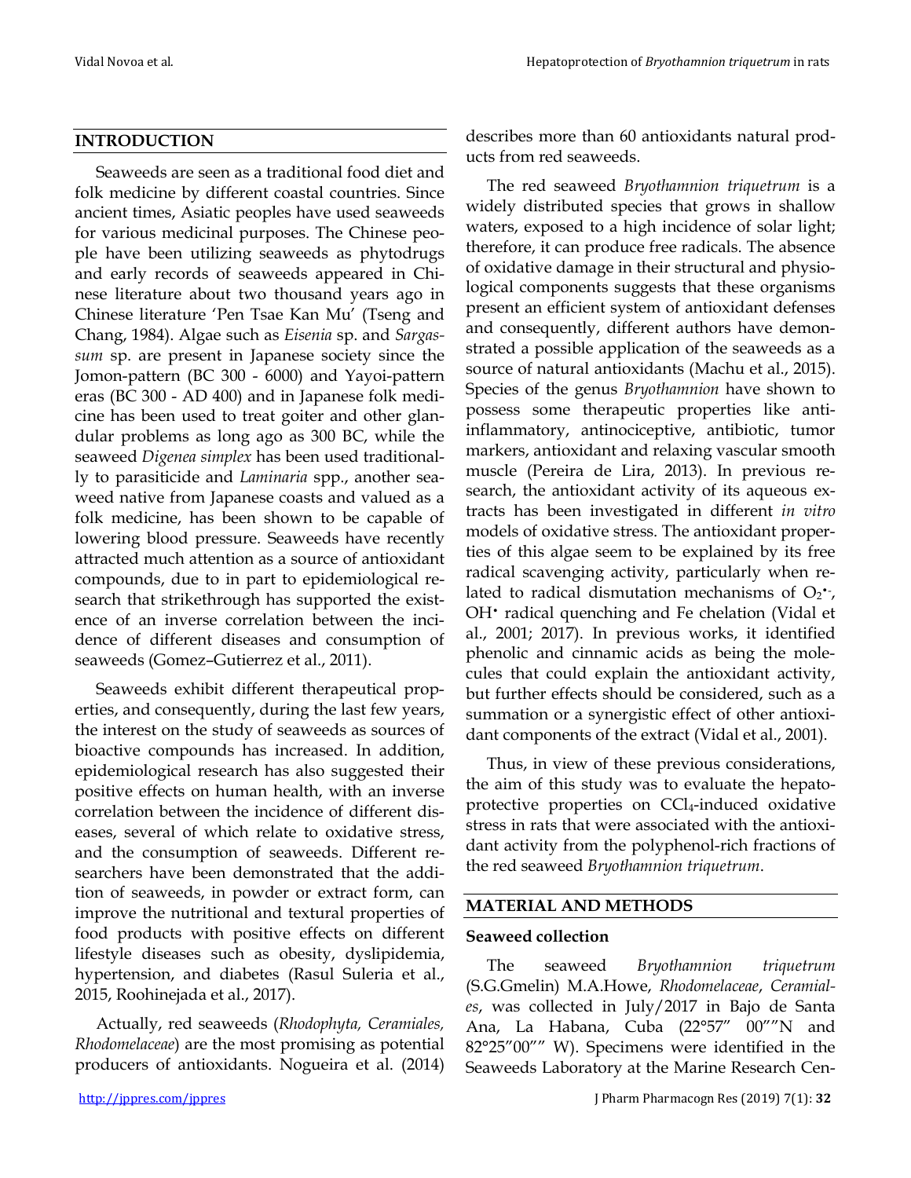## INTRODUCTION

Seaweeds are seen as a traditional food diet and folk medicine by different coastal countries. Since ancient times, Asiatic peoples have used seaweeds for various medicinal purposes. The Chinese people have been utilizing seaweeds as phytodrugs and early records of seaweeds appeared in Chinese literature about two thousand years ago in Chinese literature 'Pen Tsae Kan Mu' (Tseng and Chang, 1984). Algae such as *Eisenia* sp. and *Sargassum* sp. are present in Japanese society since the Jomon-pattern (BC 300 - 6000) and Yayoi-pattern eras (BC 300 - AD 400) and in Japanese folk medicine has been used to treat goiter and other glandular problems as long ago as 300 BC, while the seaweed *Digenea simplex* has been used traditionally to parasiticide and *Laminaria* spp., another seaweed native from Japanese coasts and valued as a folk medicine, has been shown to be capable of lowering blood pressure. Seaweeds have recently attracted much attention as a source of antioxidant compounds, due to in part to epidemiological research that strikethrough has supported the existence of an inverse correlation between the incidence of different diseases and consumption of seaweeds (Gomez–Gutierrez et al., 2011).

Seaweeds exhibit different therapeutical properties, and consequently, during the last few years, the interest on the study of seaweeds as sources of bioactive compounds has increased. In addition, epidemiological research has also suggested their positive effects on human health, with an inverse correlation between the incidence of different diseases, several of which relate to oxidative stress, and the consumption of seaweeds. Different researchers have been demonstrated that the addition of seaweeds, in powder or extract form, can improve the nutritional and textural properties of food products with positive effects on different lifestyle diseases such as obesity, dyslipidemia, hypertension, and diabetes (Rasul Suleria et al., 2015, Roohinejada et al., 2017).

Actually, red seaweeds (*Rhodophyta, Ceramiales, Rhodomelaceae*) are the most promising as potential producers of antioxidants. Nogueira et al. (2014) describes more than 60 antioxidants natural products from red seaweeds.

The red seaweed *Bryothamnion triquetrum* is a widely distributed species that grows in shallow waters, exposed to a high incidence of solar light; therefore, it can produce free radicals. The absence of oxidative damage in their structural and physiological components suggests that these organisms present an efficient system of antioxidant defenses and consequently, different authors have demonstrated a possible application of the seaweeds as a source of natural antioxidants (Machu et al., 2015). Species of the genus *Bryothamnion* have shown to possess some therapeutic properties like anti-inflammatory, antinociceptive, antibiotic, tumor markers, antioxidant and relaxing vascular smooth muscle (Pereira de Lira, 2013). In previous research, the antioxidant activity of its aqueous extracts has been investigated in different *in vitro* models of oxidative stress. The antioxidant properties of this algae seem to be explained by its free radical scavenging activity, particularly when related to radical dismutation mechanisms of $O_2^{\bullet -}$, $OH^{\bullet}$ radical quenching and Fe chelation (Vidal et al., 2001; 2017). In previous works, it identified phenolic and cinnamic acids as being the molecules that could explain the antioxidant activity, but further effects should be considered, such as a summation or a synergistic effect of other antioxidant components of the extract (Vidal et al., 2001).

Thus, in view of these previous considerations, the aim of this study was to evaluate the hepatoprotective properties on $CCl_4$-induced oxidative stress in rats that were associated with the antioxidant activity from the polyphenol-rich fractions of the red seaweed *Bryothamnion triquetrum*.

## MATERIAL AND METHODS

### Seaweed collection

The seaweed *Bryothamnion triquetrum* (S.G.Gmelin) M.A.Howe, *Rhodomelaceae*, *Ceramiales*, was collected in July/2017 in Bajo de Santa Ana, La Habana, Cuba (22°57" 00""N and 82°25"00"" W). Specimens were identified in the Seaweeds Laboratory at the Marine Research Cen-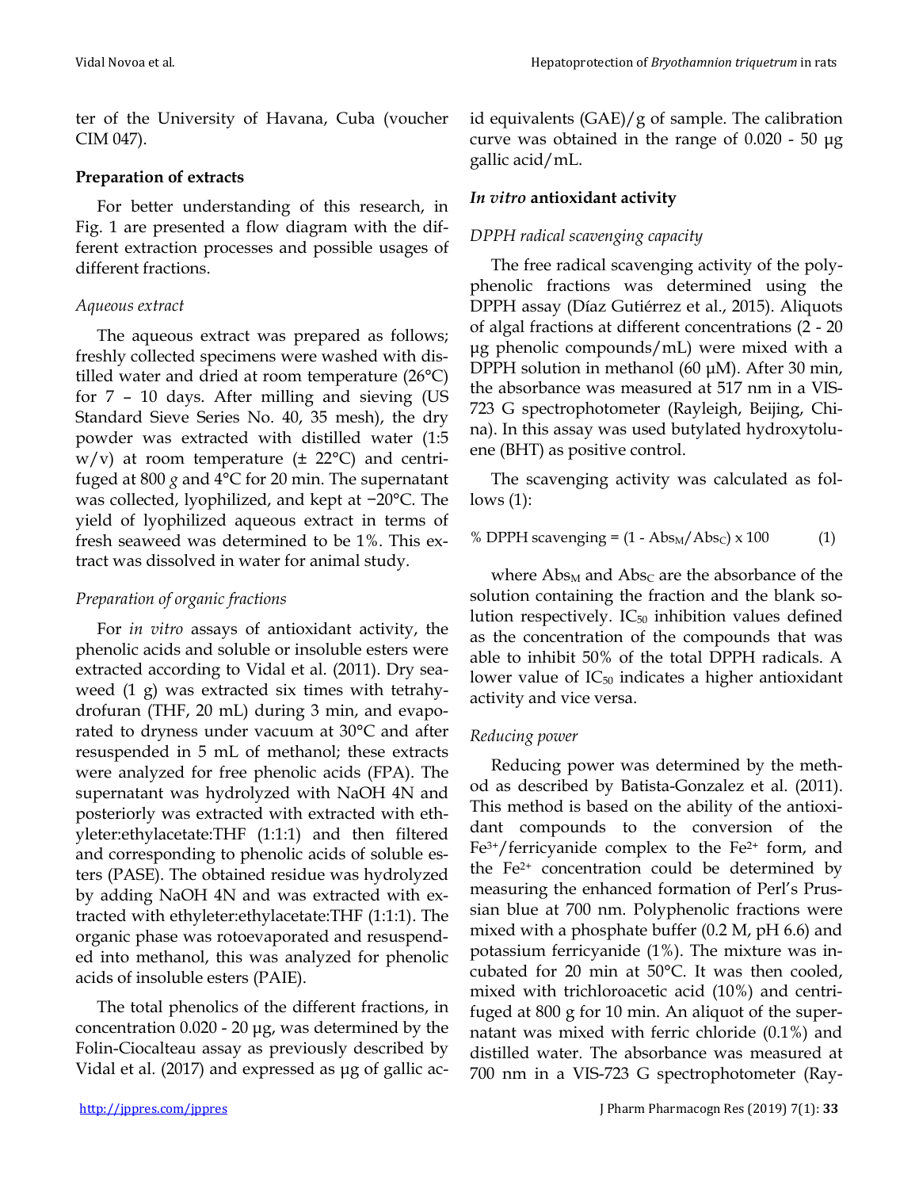ter of the University of Havana, Cuba (voucher CIM 047).

**Preparation of extracts**

For better understanding of this research, in Fig. 1 are presented a flow diagram with the different extraction processes and possible usages of different fractions.

*Aqueous extract*

The aqueous extract was prepared as follows; freshly collected specimens were washed with distilled water and dried at room temperature (26°C) for 7 – 10 days. After milling and sieving (US Standard Sieve Series No. 40, 35 mesh), the dry powder was extracted with distilled water (1:5 w/v) at room temperature (± 22°C) and centrifuged at 800 *g* and 4°C for 20 min. The supernatant was collected, lyophilized, and kept at −20°C. The yield of lyophilized aqueous extract in terms of fresh seaweed was determined to be 1%. This extract was dissolved in water for animal study.

*Preparation of organic fractions*

For *in vitro* assays of antioxidant activity, the phenolic acids and soluble or insoluble esters were extracted according to Vidal et al. (2011). Dry seaweed (1 g) was extracted six times with tetrahydrofuran (THF, 20 mL) during 3 min, and evaporated to dryness under vacuum at 30°C and after resuspended in 5 mL of methanol; these extracts were analyzed for free phenolic acids (FPA). The supernatant was hydrolyzed with NaOH 4N and posteriorly was extracted with extracted with ethyleter:ethylacetate:THF (1:1:1) and then filtered and corresponding to phenolic acids of soluble esters (PASE). The obtained residue was hydrolyzed by adding NaOH 4N and was extracted with extracted with ethyleter:ethylacetate:THF (1:1:1). The organic phase was rotoevaporated and resuspended into methanol, this was analyzed for phenolic acids of insoluble esters (PAIE).

The total phenolics of the different fractions, in concentration 0.020 - 20 µg, was determined by the Folin-Ciocalteau assay as previously described by Vidal et al. (2017) and expressed as µg of gallic acid equivalents (GAE)/g of sample. The calibration curve was obtained in the range of 0.020 - 50 µg gallic acid/mL.

***In vitro* antioxidant activity**

*DPPH radical scavenging capacity*

The free radical scavenging activity of the polyphenolic fractions was determined using the DPPH assay (Díaz Gutiérrez et al., 2015). Aliquots of algal fractions at different concentrations (2 - 20 µg phenolic compounds/mL) were mixed with a DPPH solution in methanol (60 µM). After 30 min, the absorbance was measured at 517 nm in a VIS-723 G spectrophotometer (Rayleigh, Beijing, China). In this assay was used butylated hydroxytoluene (BHT) as positive control.

The scavenging activity was calculated as follows (1):

$$\% \text{ DPPH scavenging} = (1 - Abs_M/Abs_C) \times 100 \qquad (1)$$

where $Abs_M$ and $Abs_C$ are the absorbance of the solution containing the fraction and the blank solution respectively. $IC_{50}$ inhibition values defined as the concentration of the compounds that was able to inhibit 50% of the total DPPH radicals. A lower value of $IC_{50}$ indicates a higher antioxidant activity and vice versa.

*Reducing power*

Reducing power was determined by the method as described by Batista-Gonzalez et al. (2011). This method is based on the ability of the antioxidant compounds to the conversion of the $Fe^{3+}$/ferricyanide complex to the $Fe^{2+}$ form, and the $Fe^{2+}$ concentration could be determined by measuring the enhanced formation of Perl's Prussian blue at 700 nm. Polyphenolic fractions were mixed with a phosphate buffer (0.2 M, pH 6.6) and potassium ferricyanide (1%). The mixture was incubated for 20 min at 50°C. It was then cooled, mixed with trichloroacetic acid (10%) and centrifuged at 800 g for 10 min. An aliquot of the supernatant was mixed with ferric chloride (0.1%) and distilled water. The absorbance was measured at 700 nm in a VIS-723 G spectrophotometer (Ray-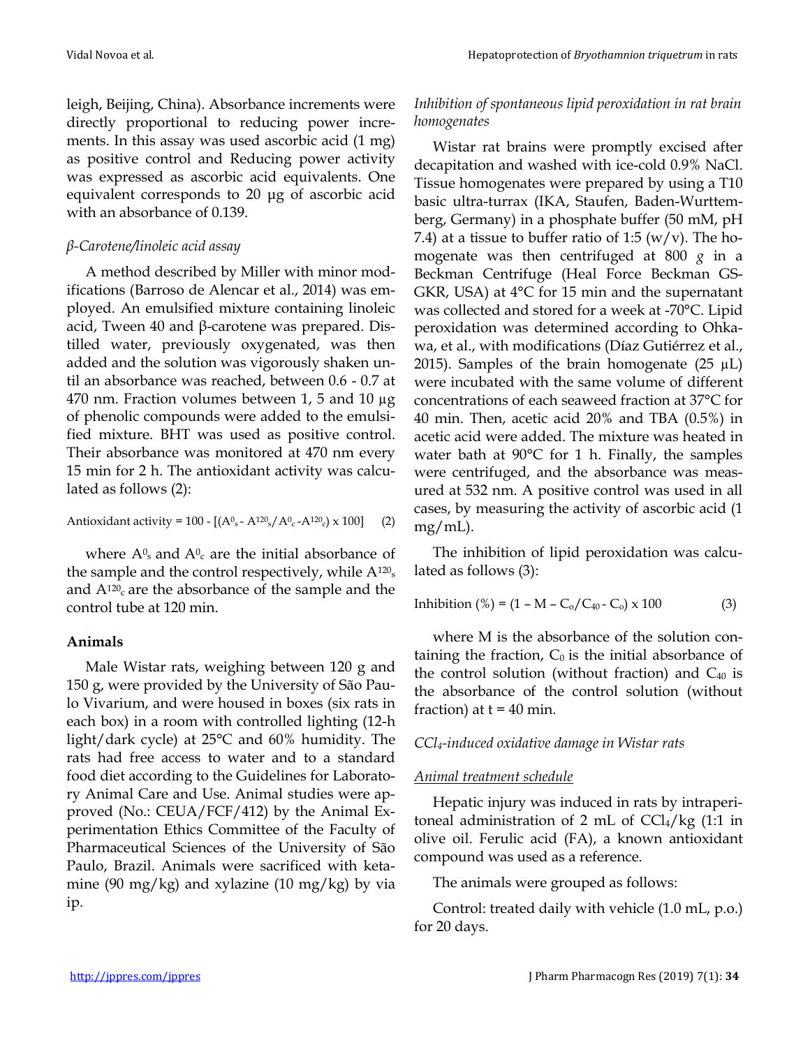leigh, Beijing, China). Absorbance increments were directly proportional to reducing power increments. In this assay was used ascorbic acid (1 mg) as positive control and Reducing power activity was expressed as ascorbic acid equivalents. One equivalent corresponds to 20 µg of ascorbic acid with an absorbance of 0.139.

*β-Carotene/linoleic acid assay*

A method described by Miller with minor modifications (Barroso de Alencar et al., 2014) was employed. An emulsified mixture containing linoleic acid, Tween 40 and β-carotene was prepared. Distilled water, previously oxygenated, was then added and the solution was vigorously shaken until an absorbance was reached, between 0.6 - 0.7 at 470 nm. Fraction volumes between 1, 5 and 10 µg of phenolic compounds were added to the emulsified mixture. BHT was used as positive control. Their absorbance was monitored at 470 nm every 15 min for 2 h. The antioxidant activity was calculated as follows (2):

$$\text{Antioxidant activity} = 100 - [(A^{0}_{s} - A^{120}_{s}/A^{0}_{c} - A^{120}_{c}) \times 100] \quad (2)$$

where $A^{0}_{s}$ and $A^{0}_{c}$ are the initial absorbance of the sample and the control respectively, while $A^{120}_{s}$ and $A^{120}_{c}$ are the absorbance of the sample and the control tube at 120 min.

**Animals**

Male Wistar rats, weighing between 120 g and 150 g, were provided by the University of São Paulo Vivarium, and were housed in boxes (six rats in each box) in a room with controlled lighting (12-h light/dark cycle) at 25°C and 60% humidity. The rats had free access to water and to a standard food diet according to the Guidelines for Laboratory Animal Care and Use. Animal studies were approved (No.: CEUA/FCF/412) by the Animal Experimentation Ethics Committee of the Faculty of Pharmaceutical Sciences of the University of São Paulo, Brazil. Animals were sacrificed with ketamine (90 mg/kg) and xylazine (10 mg/kg) by via ip.

*Inhibition of spontaneous lipid peroxidation in rat brain homogenates*

Wistar rat brains were promptly excised after decapitation and washed with ice-cold 0.9% NaCl. Tissue homogenates were prepared by using a T10 basic ultra-turrax (IKA, Staufen, Baden-Wurttemberg, Germany) in a phosphate buffer (50 mM, pH 7.4) at a tissue to buffer ratio of 1:5 (w/v). The homogenate was then centrifuged at 800 *g* in a Beckman Centrifuge (Heal Force Beckman GS-GKR, USA) at 4°C for 15 min and the supernatant was collected and stored for a week at -70°C. Lipid peroxidation was determined according to Ohkawa, et al., with modifications (Díaz Gutiérrez et al., 2015). Samples of the brain homogenate (25 µL) were incubated with the same volume of different concentrations of each seaweed fraction at 37°C for 40 min. Then, acetic acid 20% and TBA (0.5%) in acetic acid were added. The mixture was heated in water bath at 90°C for 1 h. Finally, the samples were centrifuged, and the absorbance was measured at 532 nm. A positive control was used in all cases, by measuring the activity of ascorbic acid (1 mg/mL).

The inhibition of lipid peroxidation was calculated as follows (3):

$$\text{Inhibition (\%)} = (1 - M - C_o/C_{40} - C_o) \times 100 \quad (3)$$

where M is the absorbance of the solution containing the fraction, $C_0$ is the initial absorbance of the control solution (without fraction) and $C_{40}$ is the absorbance of the control solution (without fraction) at t = 40 min.

*$CCl_4$-induced oxidative damage in Wistar rats*

*Animal treatment schedule*

Hepatic injury was induced in rats by intraperitoneal administration of 2 mL of $CCl_4$/kg (1:1 in olive oil. Ferulic acid (FA), a known antioxidant compound was used as a reference.

The animals were grouped as follows:

Control: treated daily with vehicle (1.0 mL, p.o.) for 20 days.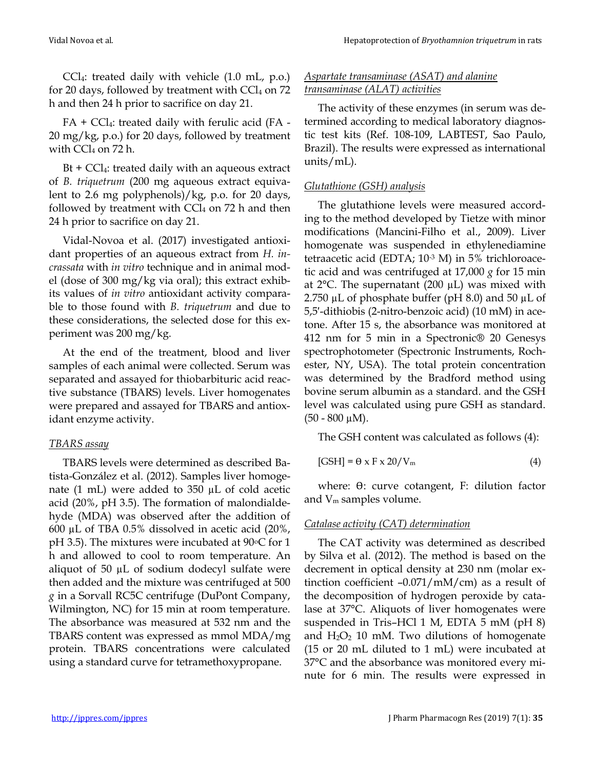$CCl_4$: treated daily with vehicle (1.0 mL, p.o.) for 20 days, followed by treatment with $CCl_4$ on 72 h and then 24 h prior to sacrifice on day 21.

FA + $CCl_4$: treated daily with ferulic acid (FA - 20 mg/kg, p.o.) for 20 days, followed by treatment with $CCl_4$ on 72 h.

Bt + $CCl_4$: treated daily with an aqueous extract of *B. triquetrum* (200 mg aqueous extract equivalent to 2.6 mg polyphenols)/kg, p.o. for 20 days, followed by treatment with $CCl_4$ on 72 h and then 24 h prior to sacrifice on day 21.

Vidal-Novoa et al. (2017) investigated antioxidant properties of an aqueous extract from *H. incrassata* with *in vitro* technique and in animal model (dose of 300 mg/kg via oral); this extract exhibits values of *in vitro* antioxidant activity comparable to those found with *B. triquetrum* and due to these considerations, the selected dose for this experiment was 200 mg/kg.

At the end of the treatment, blood and liver samples of each animal were collected. Serum was separated and assayed for thiobarbituric acid reactive substance (TBARS) levels. Liver homogenates were prepared and assayed for TBARS and antioxidant enzyme activity.

### *TBARS assay*

TBARS levels were determined as described Batista-González et al. (2012). Samples liver homogenate (1 mL) were added to 350 µL of cold acetic acid (20%, pH 3.5). The formation of malondialdehyde (MDA) was observed after the addition of 600 µL of TBA 0.5% dissolved in acetic acid (20%, pH 3.5). The mixtures were incubated at 90°C for 1 h and allowed to cool to room temperature. An aliquot of 50 µL of sodium dodecyl sulfate were then added and the mixture was centrifuged at 500 *g* in a Sorvall RC5C centrifuge (DuPont Company, Wilmington, NC) for 15 min at room temperature. The absorbance was measured at 532 nm and the TBARS content was expressed as mmol MDA/mg protein. TBARS concentrations were calculated using a standard curve for tetramethoxypropane.

### *Aspartate transaminase (ASAT) and alanine transaminase (ALAT) activities*

The activity of these enzymes (in serum was determined according to medical laboratory diagnostic test kits (Ref. 108-109, LABTEST, Sao Paulo, Brazil). The results were expressed as international units/mL).

### *Glutathione (GSH) analysis*

The glutathione levels were measured according to the method developed by Tietze with minor modifications (Mancini-Filho et al., 2009). Liver homogenate was suspended in ethylenediamine tetraacetic acid (EDTA; $10^{-3}$ M) in 5% trichloroacetic acid and was centrifuged at 17,000 *g* for 15 min at 2°C. The supernatant (200 µL) was mixed with 2.750 µL of phosphate buffer (pH 8.0) and 50 µL of 5,5′-dithiobis (2-nitro-benzoic acid) (10 mM) in acetone. After 15 s, the absorbance was monitored at 412 nm for 5 min in a Spectronic® 20 Genesys spectrophotometer (Spectronic Instruments, Rochester, NY, USA). The total protein concentration was determined by the Bradford method using bovine serum albumin as a standard. and the GSH level was calculated using pure GSH as standard. (50 - 800 µM).

The GSH content was calculated as follows (4):

$$[GSH] = \theta \times F \times 20/V_m \tag{4}$$

where: θ: curve cotangent, F: dilution factor and $V_m$ samples volume.

### *Catalase activity (CAT) determination*

The CAT activity was determined as described by Silva et al. (2012). The method is based on the decrement in optical density at 230 nm (molar extinction coefficient –0.071/mM/cm) as a result of the decomposition of hydrogen peroxide by catalase at 37°C. Aliquots of liver homogenates were suspended in Tris–HCl 1 M, EDTA 5 mM (pH 8) and $H_2O_2$ 10 mM. Two dilutions of homogenate (15 or 20 mL diluted to 1 mL) were incubated at 37°C and the absorbance was monitored every minute for 6 min. The results were expressed in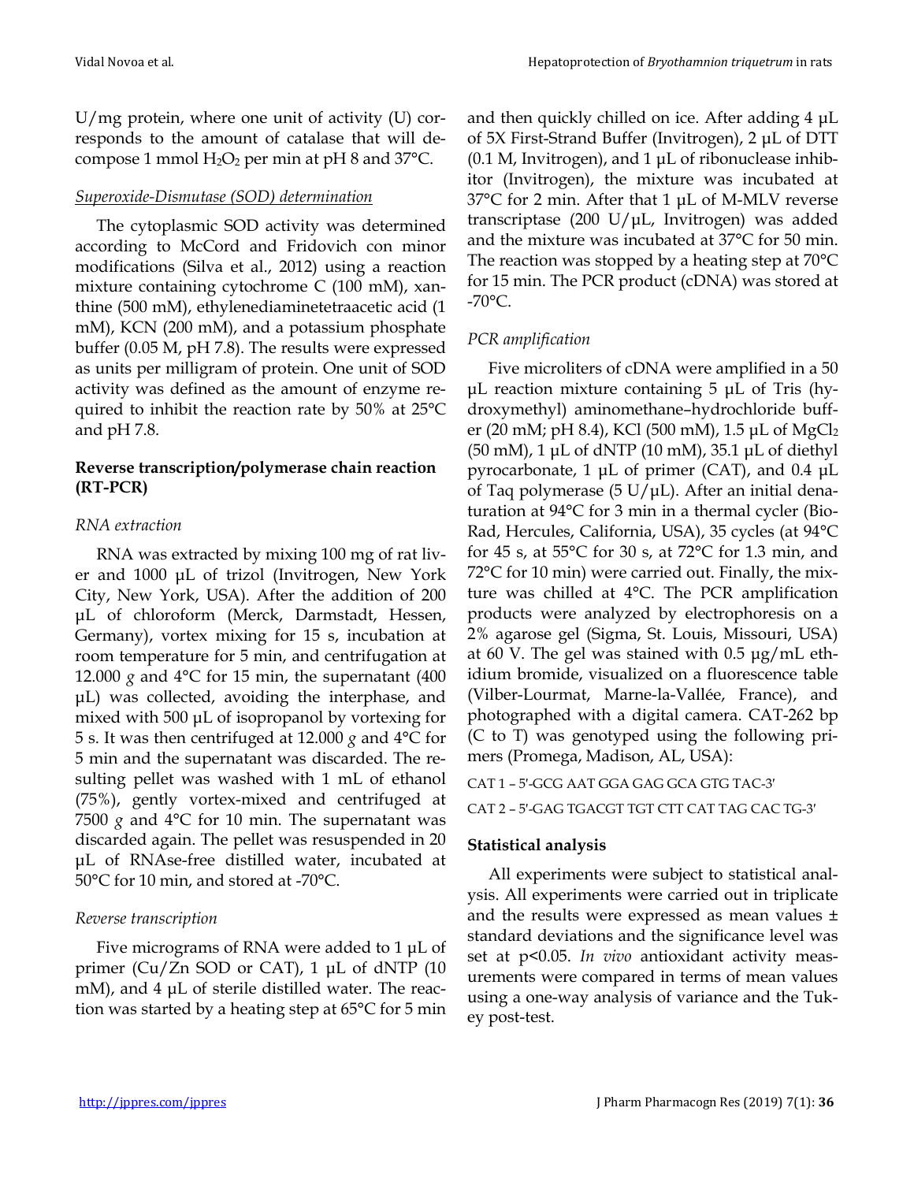U/mg protein, where one unit of activity (U) corresponds to the amount of catalase that will decompose 1 mmol $H_2O_2$ per min at pH 8 and 37°C.

*Superoxide-Dismutase (SOD) determination*

The cytoplasmic SOD activity was determined according to McCord and Fridovich con minor modifications (Silva et al., 2012) using a reaction mixture containing cytochrome C (100 mM), xanthine (500 mM), ethylenediaminetetraacetic acid (1 mM), KCN (200 mM), and a potassium phosphate buffer (0.05 M, pH 7.8). The results were expressed as units per milligram of protein. One unit of SOD activity was defined as the amount of enzyme required to inhibit the reaction rate by 50% at 25°C and pH 7.8.

### Reverse transcription/polymerase chain reaction (RT-PCR)

*RNA extraction*

RNA was extracted by mixing 100 mg of rat liver and 1000 µL of trizol (Invitrogen, New York City, New York, USA). After the addition of 200 µL of chloroform (Merck, Darmstadt, Hessen, Germany), vortex mixing for 15 s, incubation at room temperature for 5 min, and centrifugation at 12.000 *g* and 4°C for 15 min, the supernatant (400 µL) was collected, avoiding the interphase, and mixed with 500 µL of isopropanol by vortexing for 5 s. It was then centrifuged at 12.000 *g* and 4°C for 5 min and the supernatant was discarded. The resulting pellet was washed with 1 mL of ethanol (75%), gently vortex-mixed and centrifuged at 7500 *g* and 4°C for 10 min. The supernatant was discarded again. The pellet was resuspended in 20 µL of RNAse-free distilled water, incubated at 50°C for 10 min, and stored at -70°C.

*Reverse transcription*

Five micrograms of RNA were added to 1 µL of primer (Cu/Zn SOD or CAT), 1 µL of dNTP (10 mM), and 4 µL of sterile distilled water. The reaction was started by a heating step at 65°C for 5 min and then quickly chilled on ice. After adding 4 µL of 5X First-Strand Buffer (Invitrogen), 2 µL of DTT (0.1 M, Invitrogen), and 1 µL of ribonuclease inhibitor (Invitrogen), the mixture was incubated at 37°C for 2 min. After that 1 µL of M-MLV reverse transcriptase (200 U/µL, Invitrogen) was added and the mixture was incubated at 37°C for 50 min. The reaction was stopped by a heating step at 70°C for 15 min. The PCR product (cDNA) was stored at -70°C.

*PCR amplification*

Five microliters of cDNA were amplified in a 50 µL reaction mixture containing 5 µL of Tris (hydroxymethyl) aminomethane–hydrochloride buffer (20 mM; pH 8.4), KCl (500 mM), 1.5 µL of $MgCl_2$ (50 mM), 1 µL of dNTP (10 mM), 35.1 µL of diethyl pyrocarbonate, 1 µL of primer (CAT), and 0.4 µL of Taq polymerase (5 U/µL). After an initial denaturation at 94°C for 3 min in a thermal cycler (Bio-Rad, Hercules, California, USA), 35 cycles (at 94°C for 45 s, at 55°C for 30 s, at 72°C for 1.3 min, and 72°C for 10 min) were carried out. Finally, the mixture was chilled at 4°C. The PCR amplification products were analyzed by electrophoresis on a 2% agarose gel (Sigma, St. Louis, Missouri, USA) at 60 V. The gel was stained with 0.5 µg/mL ethidium bromide, visualized on a fluorescence table (Vilber-Lourmat, Marne-la-Vallée, France), and photographed with a digital camera. CAT-262 bp (C to T) was genotyped using the following primers (Promega, Madison, AL, USA):

CAT 1 – 5'-GCG AAT GGA GAG GCA GTG TAC-3'

CAT 2 – 5'-GAG TGACGT TGT CTT CAT TAG CAC TG-3'

### Statistical analysis

All experiments were subject to statistical analysis. All experiments were carried out in triplicate and the results were expressed as mean values ± standard deviations and the significance level was set at $p<0.05$. *In vivo* antioxidant activity measurements were compared in terms of mean values using a one-way analysis of variance and the Tukey post-test.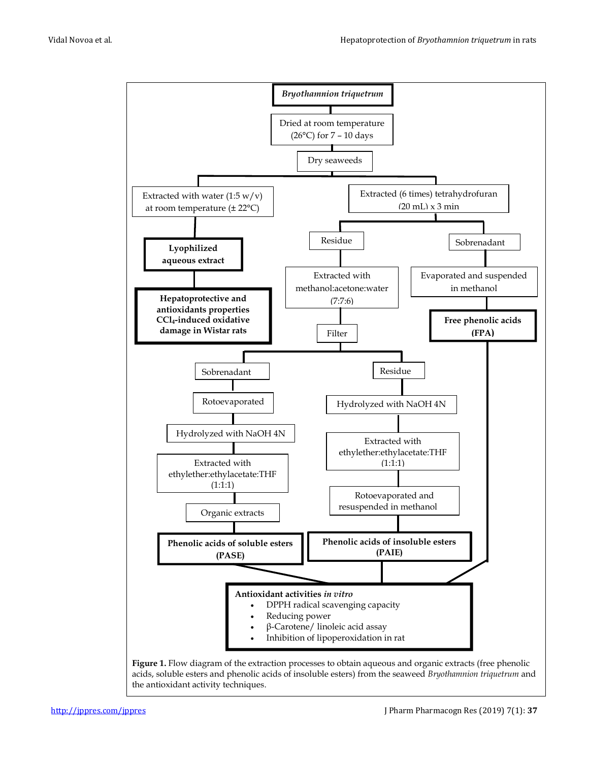**Bryothamnion triquetrum**

Dried at room temperature (26°C) for 7 – 10 days

Dry seaweeds

- Extracted with water (1:5 w/v) at room temperature (± 22°C)
  - **Lyophilized aqueous extract**
    - **Hepatoprotective and antioxidants properties $CCl_4$-induced oxidative damage in Wistar rats**
- Extracted (6 times) tetrahydrofuran (20 mL) x 3 min
  - Residue
    - Extracted with methanol:acetone:water (7:7:6)
    - Filter
      - Sobrenadant
        - Rotoevaporated
        - Hydrolyzed with NaOH 4N
        - Extracted with ethylether:ethylacetate:THF (1:1:1)
        - Organic extracts
        - **Phenolic acids of soluble esters (PASE)**
      - Residue
        - Hydrolyzed with NaOH 4N
        - Extracted with ethylether:ethylacetate:THF (1:1:1)
        - Rotoevaporated and resuspended in methanol
        - **Phenolic acids of insoluble esters (PAIE)**
  - Sobrenadant
    - Evaporated and suspended in methanol
    - **Free phenolic acids (FPA)**

**Antioxidant activities *in vitro***

- DPPH radical scavenging capacity
- Reducing power
- β-Carotene/ linoleic acid assay
- Inhibition of lipoperoxidation in rat

**Figure 1.** Flow diagram of the extraction processes to obtain aqueous and organic extracts (free phenolic acids, soluble esters and phenolic acids of insoluble esters) from the seaweed *Bryothamnion triquetrum* and the antioxidant activity techniques.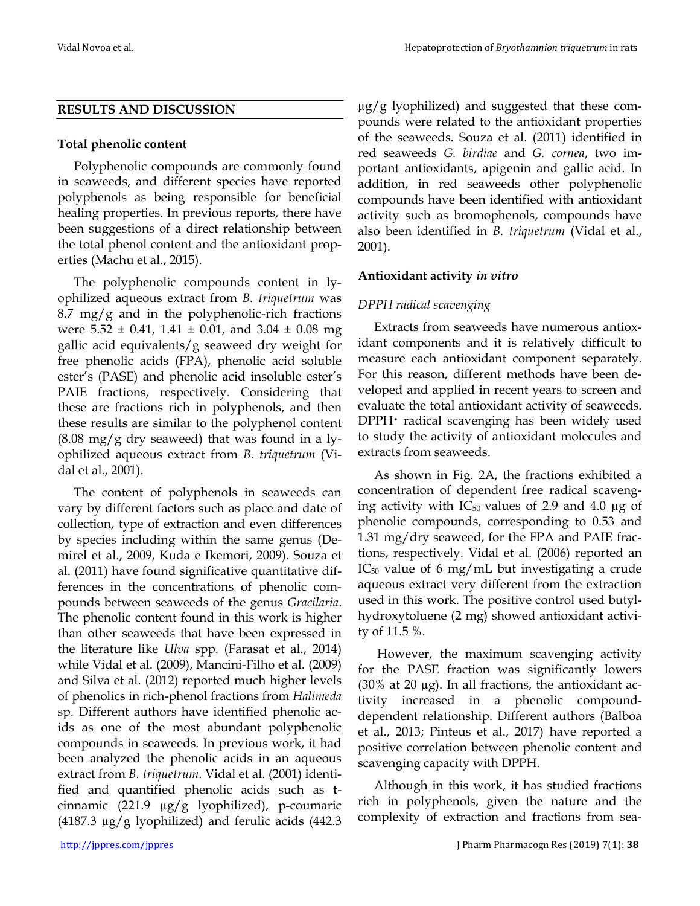## RESULTS AND DISCUSSION

### Total phenolic content

Polyphenolic compounds are commonly found in seaweeds, and different species have reported polyphenols as being responsible for beneficial healing properties. In previous reports, there have been suggestions of a direct relationship between the total phenol content and the antioxidant properties (Machu et al., 2015).

The polyphenolic compounds content in lyophilized aqueous extract from *B. triquetrum* was 8.7 mg/g and in the polyphenolic-rich fractions were 5.52 ± 0.41, 1.41 ± 0.01, and 3.04 ± 0.08 mg gallic acid equivalents/g seaweed dry weight for free phenolic acids (FPA), phenolic acid soluble ester's (PASE) and phenolic acid insoluble ester's PAIE fractions, respectively. Considering that these are fractions rich in polyphenols, and then these results are similar to the polyphenol content (8.08 mg/g dry seaweed) that was found in a lyophilized aqueous extract from *B. triquetrum* (Vidal et al., 2001).

The content of polyphenols in seaweeds can vary by different factors such as place and date of collection, type of extraction and even differences by species including within the same genus (Demirel et al., 2009, Kuda e Ikemori, 2009). Souza et al. (2011) have found significative quantitative differences in the concentrations of phenolic compounds between seaweeds of the genus *Gracilaria*. The phenolic content found in this work is higher than other seaweeds that have been expressed in the literature like *Ulva* spp. (Farasat et al., 2014) while Vidal et al. (2009), Mancini-Filho et al. (2009) and Silva et al. (2012) reported much higher levels of phenolics in rich-phenol fractions from *Halimeda* sp. Different authors have identified phenolic acids as one of the most abundant polyphenolic compounds in seaweeds. In previous work, it had been analyzed the phenolic acids in an aqueous extract from *B. triquetrum*. Vidal et al. (2001) identified and quantified phenolic acids such as t-cinnamic (221.9 µg/g lyophilized), p-coumaric (4187.3 µg/g lyophilized) and ferulic acids (442.3 µg/g lyophilized) and suggested that these compounds were related to the antioxidant properties of the seaweeds. Souza et al. (2011) identified in red seaweeds *G. birdiae* and *G. cornea*, two important antioxidants, apigenin and gallic acid. In addition, in red seaweeds other polyphenolic compounds have been identified with antioxidant activity such as bromophenols, compounds have also been identified in *B. triquetrum* (Vidal et al., 2001).

### Antioxidant activity *in vitro*

*DPPH radical scavenging*

Extracts from seaweeds have numerous antioxidant components and it is relatively difficult to measure each antioxidant component separately. For this reason, different methods have been developed and applied in recent years to screen and evaluate the total antioxidant activity of seaweeds. DPPH• radical scavenging has been widely used to study the activity of antioxidant molecules and extracts from seaweeds.

As shown in Fig. 2A, the fractions exhibited a concentration of dependent free radical scavenging activity with $IC_{50}$ values of 2.9 and 4.0 µg of phenolic compounds, corresponding to 0.53 and 1.31 mg/dry seaweed, for the FPA and PAIE fractions, respectively. Vidal et al. (2006) reported an $IC_{50}$ value of 6 mg/mL but investigating a crude aqueous extract very different from the extraction used in this work. The positive control used butylhydroxytoluene (2 mg) showed antioxidant activity of 11.5 %.

However, the maximum scavenging activity for the PASE fraction was significantly lowers (30% at 20 µg). In all fractions, the antioxidant activity increased in a phenolic compound-dependent relationship. Different authors (Balboa et al., 2013; Pinteus et al., 2017) have reported a positive correlation between phenolic content and scavenging capacity with DPPH.

Although in this work, it has studied fractions rich in polyphenols, given the nature and the complexity of extraction and fractions from sea-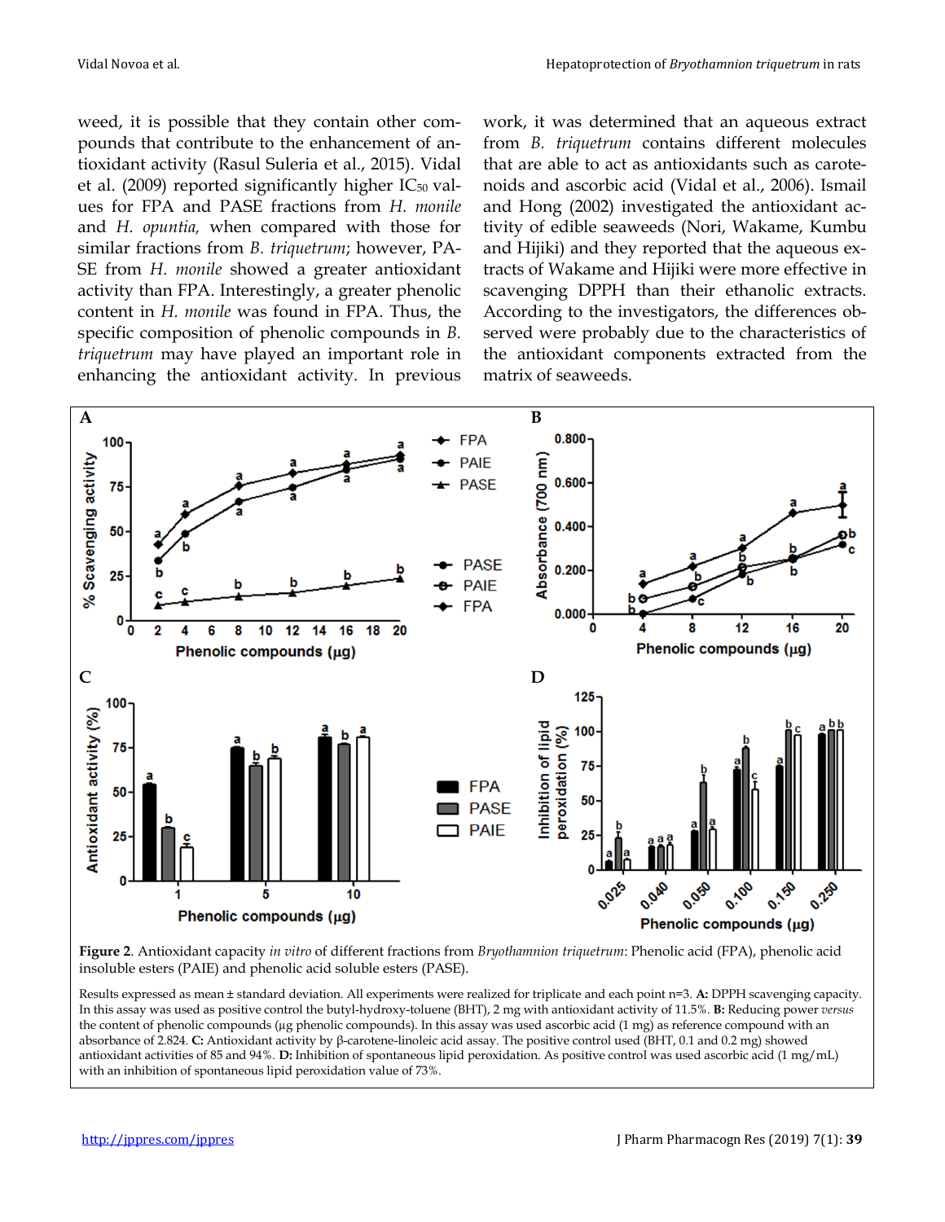weed, it is possible that they contain other compounds that contribute to the antioxidant activity (Rasul Suleria et al., 2015). Vidal et al. (2009) reported significantly higher $IC_{50}$ values for FPA and PASE fractions from *H. monile* and *H. opuntia,* when compared with those for similar fractions from *B. triquetrum*; however, PASE from *H. monile* showed a greater antioxidant activity than FPA. Interestingly, a greater phenolic content in *H. monile* was found in FPA. Thus, the specific composition of phenolic compounds in *B. triquetrum* may have played an important role in enhancing the antioxidant activity. In previous work, it was determined that an aqueous extract from *B. triquetrum* contains different molecules that are able to act as antioxidants such as carotenoids and ascorbic acid (Vidal et al., 2006). Ismail and Hong (2002) investigated the antioxidant activity of edible seaweeds (Nori, Wakame, Kumbu and Hijiki) and they reported that the aqueous extracts of Wakame and Hijiki were more effective in scavenging DPPH than their ethanolic extracts. According to the investigators, the differences observed were probably due to the characteristics of the antioxidant components extracted from the matrix of seaweeds.

**Figure 2**. Antioxidant capacity *in vitro* of different fractions from *Bryothamnion triquetrum*: Phenolic acid (FPA), phenolic acid insoluble esters (PAIE) and phenolic acid soluble esters (PASE).

Results expressed as mean ± standard deviation. All experiments were realized for triplicate and each point n=3. **A:** DPPH scavenging capacity. In this assay was used as positive control the butyl-hydroxy-toluene (BHT), 2 mg with antioxidant activity of 11.5%. **B:** Reducing power *versus* the content of phenolic compounds (µg phenolic compounds). In this assay was used ascorbic acid (1 mg) as reference compound with an absorbance of 2.824. **C:** Antioxidant activity by β-carotene-linoleic acid assay. The positive control used (BHT, 0.1 and 0.2 mg) showed antioxidant activities of 85 and 94%. **D:** Inhibition of spontaneous lipid peroxidation. As positive control was used ascorbic acid (1 mg/mL) with an inhibition of spontaneous lipid peroxidation value of 73%.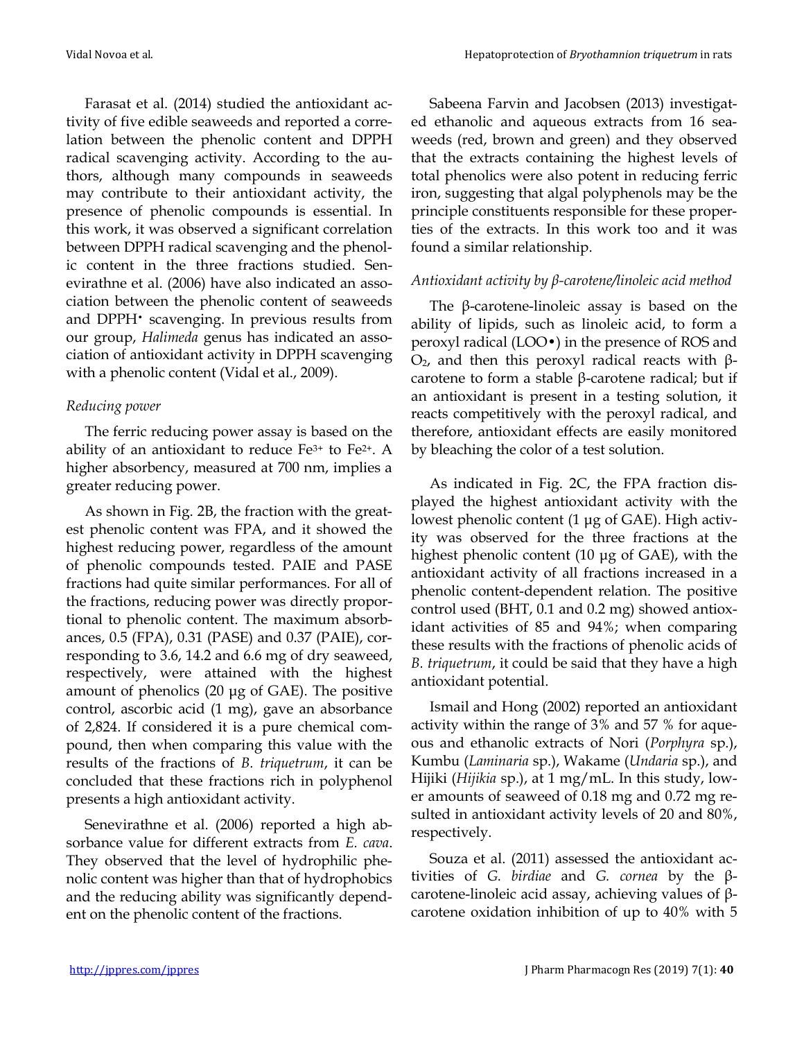Farasat et al. (2014) studied the antioxidant activity of five edible seaweeds and reported a correlation between the phenolic content and DPPH radical scavenging activity. According to the authors, although many compounds in seaweeds may contribute to their antioxidant activity, the presence of phenolic compounds is essential. In this work, it was observed a significant correlation between DPPH radical scavenging and the phenolic content in the three fractions studied. Senevirathne et al. (2006) have also indicated an association between the phenolic content of seaweeds and DPPH• scavenging. In previous results from our group, *Halimeda* genus has indicated an association of antioxidant activity in DPPH scavenging with a phenolic content (Vidal et al., 2009).

*Reducing power*

The ferric reducing power assay is based on the ability of an antioxidant to reduce $Fe^{3+}$ to $Fe^{2+}$. A higher absorbency, measured at 700 nm, implies a greater reducing power.

As shown in Fig. 2B, the fraction with the greatest phenolic content was FPA, and it showed the highest reducing power, regardless of the amount of phenolic compounds tested. PAIE and PASE fractions had quite similar performances. For all of the fractions, reducing power was directly proportional to phenolic content. The maximum absorbances, 0.5 (FPA), 0.31 (PASE) and 0.37 (PAIE), corresponding to 3.6, 14.2 and 6.6 mg of dry seaweed, respectively, were attained with the highest amount of phenolics (20 µg of GAE). The positive control, ascorbic acid (1 mg), gave an absorbance of 2,824. If considered it is a pure chemical compound, then when comparing this value with the results of the fractions of *B. triquetrum*, it can be concluded that these fractions rich in polyphenol presents a high antioxidant activity.

Senevirathne et al. (2006) reported a high absorbance value for different extracts from *E. cava*. They observed that the level of hydrophilic phenolic content was higher than that of hydrophobics and the reducing ability was significantly dependent on the phenolic content of the fractions.

Sabeena Farvin and Jacobsen (2013) investigated ethanolic and aqueous extracts from 16 seaweeds (red, brown and green) and they observed that the extracts containing the highest levels of total phenolics were also potent in reducing ferric iron, suggesting that algal polyphenols may be the principle constituents responsible for these properties of the extracts. In this work too and it was found a similar relationship.

*Antioxidant activity by β-carotene/linoleic acid method*

The β-carotene-linoleic assay is based on the ability of lipids, such as linoleic acid, to form a peroxyl radical (LOO•) in the presence of ROS and $O_2$, and then this peroxyl radical reacts with β-carotene to form a stable β-carotene radical; but if an antioxidant is present in a testing solution, it reacts competitively with the peroxyl radical, and therefore, antioxidant effects are easily monitored by bleaching the color of a test solution.

As indicated in Fig. 2C, the FPA fraction displayed the highest antioxidant activity with the lowest phenolic content (1 µg of GAE). High activity was observed for the three fractions at the highest phenolic content (10 µg of GAE), with the antioxidant activity of all fractions increased in a phenolic content-dependent relation. The positive control used (BHT, 0.1 and 0.2 mg) showed antioxidant activities of 85 and 94%; when comparing these results with the fractions of phenolic acids of *B. triquetrum*, it could be said that they have a high antioxidant potential.

Ismail and Hong (2002) reported an antioxidant activity within the range of 3% and 57 % for aqueous and ethanolic extracts of Nori (*Porphyra* sp.), Kumbu (*Laminaria* sp.), Wakame (*Undaria* sp.), and Hijiki (*Hijikia* sp.), at 1 mg/mL. In this study, lower amounts of seaweed of 0.18 mg and 0.72 mg resulted in antioxidant activity levels of 20 and 80%, respectively.

Souza et al. (2011) assessed the antioxidant activities of *G. birdiae* and *G. cornea* by the β-carotene-linoleic acid assay, achieving values of β-carotene oxidation inhibition of up to 40% with 5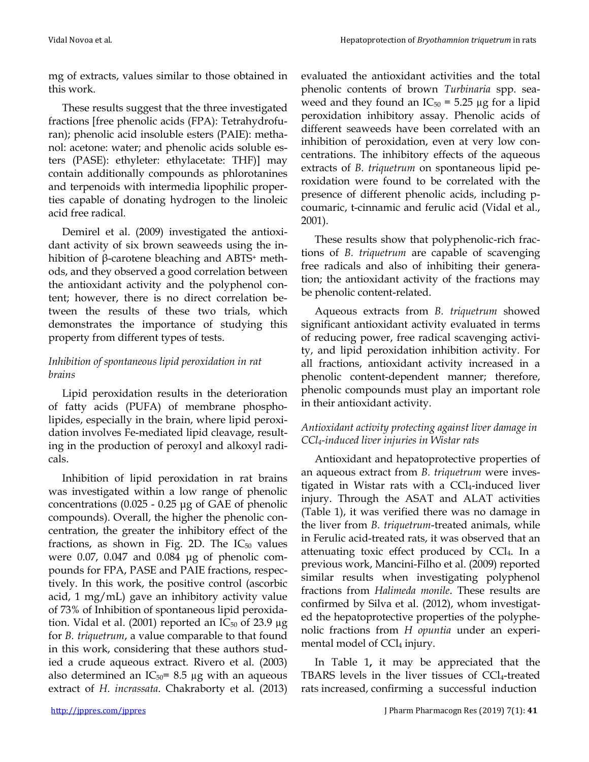mg of extracts, values similar to those obtained in this work.

These results suggest that the three investigated fractions [free phenolic acids (FPA): Tetrahydrofuran); phenolic acid insoluble esters (PAIE): methanol: acetone: water; and phenolic acids soluble esters (PASE): ethyleter: ethylacetate: THF)] may contain additionally compounds as phlorotanines and terpenoids with intermedia lipophilic properties capable of donating hydrogen to the linoleic acid free radical.

Demirel et al. (2009) investigated the antioxidant activity of six brown seaweeds using the inhibition of β-carotene bleaching and $ABTS^+$ methods, and they observed a good correlation between the antioxidant activity and the polyphenol content; however, there is no direct correlation between the results of these two trials, which demonstrates the importance of studying this property from different types of tests.

### *Inhibition of spontaneous lipid peroxidation in rat brains*

Lipid peroxidation results in the deterioration of fatty acids (PUFA) of membrane phospholipides, especially in the brain, where lipid peroxidation involves Fe-mediated lipid cleavage, resulting in the production of peroxyl and alkoxyl radicals.

Inhibition of lipid peroxidation in rat brains was investigated within a low range of phenolic concentrations (0.025 - 0.25 µg of GAE of phenolic compounds). Overall, the higher the phenolic concentration, the greater the inhibitory effect of the fractions, as shown in Fig. 2D. The $IC_{50}$ values were 0.07, 0.047 and 0.084 µg of phenolic compounds for FPA, PASE and PAIE fractions, respectively. In this work, the positive control (ascorbic acid, 1 mg/mL) gave an inhibitory activity value of 73% of Inhibition of spontaneous lipid peroxidation. Vidal et al. (2001) reported an $IC_{50}$ of 23.9 µg for *B. triquetrum*, a value comparable to that found in this work, considering that these authors studied a crude aqueous extract. Rivero et al. (2003) also determined an $IC_{50}$= 8.5 µg with an aqueous extract of *H. incrassata*. Chakraborty et al. (2013) evaluated the antioxidant activities and the total phenolic contents of brown *Turbinaria* spp. seaweed and they found an $IC_{50}$ = 5.25 µg for a lipid peroxidation inhibitory assay. Phenolic acids of different seaweeds have been correlated with an inhibition of peroxidation, even at very low concentrations. The inhibitory effects of the aqueous extracts of *B. triquetrum* on spontaneous lipid peroxidation were found to be correlated with the presence of different phenolic acids, including p-coumaric, t-cinnamic and ferulic acid (Vidal et al., 2001).

These results show that polyphenolic-rich fractions of *B. triquetrum* are capable of scavenging free radicals and also of inhibiting their generation; the antioxidant activity of the fractions may be phenolic content-related.

Aqueous extracts from *B. triquetrum* showed significant antioxidant activity evaluated in terms of reducing power, free radical scavenging activity, and lipid peroxidation inhibition activity. For all fractions, antioxidant activity increased in a phenolic content-dependent manner; therefore, phenolic compounds must play an important role in their antioxidant activity.

### *Antioxidant activity protecting against liver damage in $CCl_4$-induced liver injuries in Wistar rats*

Antioxidant and hepatoprotective properties of an aqueous extract from *B. triquetrum* were investigated in Wistar rats with a $CCl_4$-induced liver injury. Through the ASAT and ALAT activities (Table 1), it was verified there was no damage in the liver from *B. triquetrum*-treated animals, while in Ferulic acid-treated rats, it was observed that an attenuating toxic effect produced by $CCl_4$. In a previous work, Mancini-Filho et al. (2009) reported similar results when investigating polyphenol fractions from *Halimeda monile*. These results are confirmed by Silva et al. (2012), whom investigated the hepatoprotective properties of the polyphenolic fractions from *H opuntia* under an experimental model of $CCl_4$ injury.

In Table 1**,** it may be appreciated that the TBARS levels in the liver tissues of $CCl_4$-treated rats increased, confirming a successful induction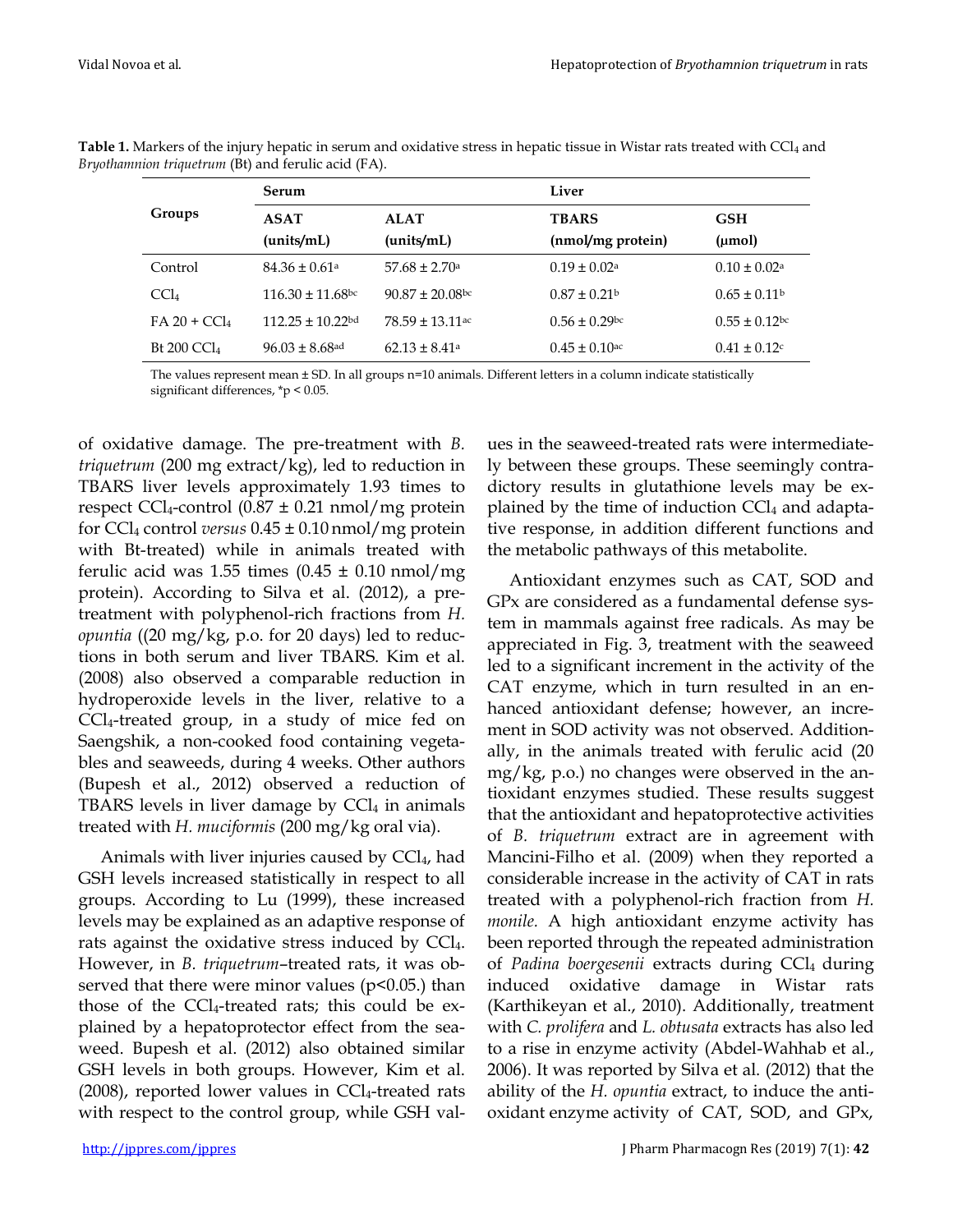**Table 1.** Markers of the injury hepatic in serum and oxidative stress in hepatic tissue in Wistar rats treated with $CCl_4$ and *Bryothamnion triquetrum* (Bt) and ferulic acid (FA).

| Groups | Serum | | Liver | |
|---|---|---|---|---|
| | **ASAT (units/mL)** | **ALAT (units/mL)** | **TBARS (nmol/mg protein)** | **GSH (µmol)** |
| Control | 84.36 ± 0.61[a] | 57.68 ± 2.70[a] | 0.19 ± 0.02[a] | 0.10 ± 0.02[a] |
| $CCl_4$ | 116.30 ± 11.68[bc] | 90.87 ± 20.08[bc] | 0.87 ± 0.21[b] | 0.65 ± 0.11[b] |
| FA 20 + $CCl_4$ | 112.25 ± 10.22[bd] | 78.59 ± 13.11[ac] | 0.56 ± 0.29[bc] | 0.55 ± 0.12[bc] |
| Bt 200 $CCl_4$ | 96.03 ± 8.68[ad] | 62.13 ± 8.41[a] | 0.45 ± 0.10[ac] | 0.41 ± 0.12[c] |

The values represent mean ± SD. In all groups n=10 animals. Different letters in a column indicate statistically significant differences, *$p < 0.05$.

of oxidative damage. The pre-treatment with *B. triquetrum* (200 mg extract/kg), led to reduction in TBARS liver levels approximately 1.93 times to respect $CCl_4$-control (0.87 ± 0.21 nmol/mg protein for $CCl_4$ control *versus* 0.45 ± 0.10 nmol/mg protein with Bt-treated) while in animals treated with ferulic acid was 1.55 times (0.45 ± 0.10 nmol/mg protein). According to Silva et al. (2012), a pre-treatment with polyphenol-rich fractions from *H. opuntia* ((20 mg/kg, p.o. for 20 days) led to reductions in both serum and liver TBARS. Kim et al. (2008) also observed a comparable reduction in hydroperoxide levels in the liver, relative to a $CCl_4$-treated group, in a study of mice fed on Saengshik, a non-cooked food containing vegetables and seaweeds, during 4 weeks. Other authors (Bupesh et al., 2012) observed a reduction of TBARS levels in liver damage by $CCl_4$ in animals treated with *H. muciformis* (200 mg/kg oral via).

Animals with liver injuries caused by $CCl_4$, had GSH levels increased statistically in respect to all groups. According to Lu (1999), these increased levels may be explained as an adaptive response of rats against the oxidative stress induced by $CCl_4$. However, in *B. triquetrum*–treated rats, it was observed that there were minor values ($p<0.05$.) than those of the $CCl_4$-treated rats; this could be explained by a hepatoprotector effect from the seaweed. Bupesh et al. (2012) also obtained similar GSH levels in both groups. However, Kim et al. (2008), reported lower values in $CCl_4$-treated rats with respect to the control group, while GSH values in the seaweed-treated rats were intermediately between these groups. These seemingly contradictory results in glutathione levels may be explained by the time of induction $CCl_4$ and adaptative response, in addition different functions and the metabolic pathways of this metabolite.

Antioxidant enzymes such as CAT, SOD and GPx are considered as a fundamental defense system in mammals against free radicals. As may be appreciated in Fig. 3, treatment with the seaweed led to a significant increment in the activity of the CAT enzyme, which in turn resulted in an enhanced antioxidant defense; however, an increment in SOD activity was not observed. Additionally, in the animals treated with ferulic acid (20 mg/kg, p.o.) no changes were observed in the antioxidant enzymes studied. These results suggest that the antioxidant and hepatoprotective activities of *B. triquetrum* extract are in agreement with Mancini-Filho et al. (2009) when they reported a considerable increase in the activity of CAT in rats treated with a polyphenol-rich fraction from *H. monile.* A high antioxidant enzyme activity has been reported through the repeated administration of *Padina boergesenii* extracts during $CCl_4$ during induced oxidative damage in Wistar rats (Karthikeyan et al., 2010). Additionally, treatment with *C. prolifera* and *L. obtusata* extracts has also led to a rise in enzyme activity (Abdel-Wahhab et al., 2006). It was reported by Silva et al. (2012) that the ability of the *H. opuntia* extract, to induce the antioxidant enzyme activity of CAT, SOD, and GPx,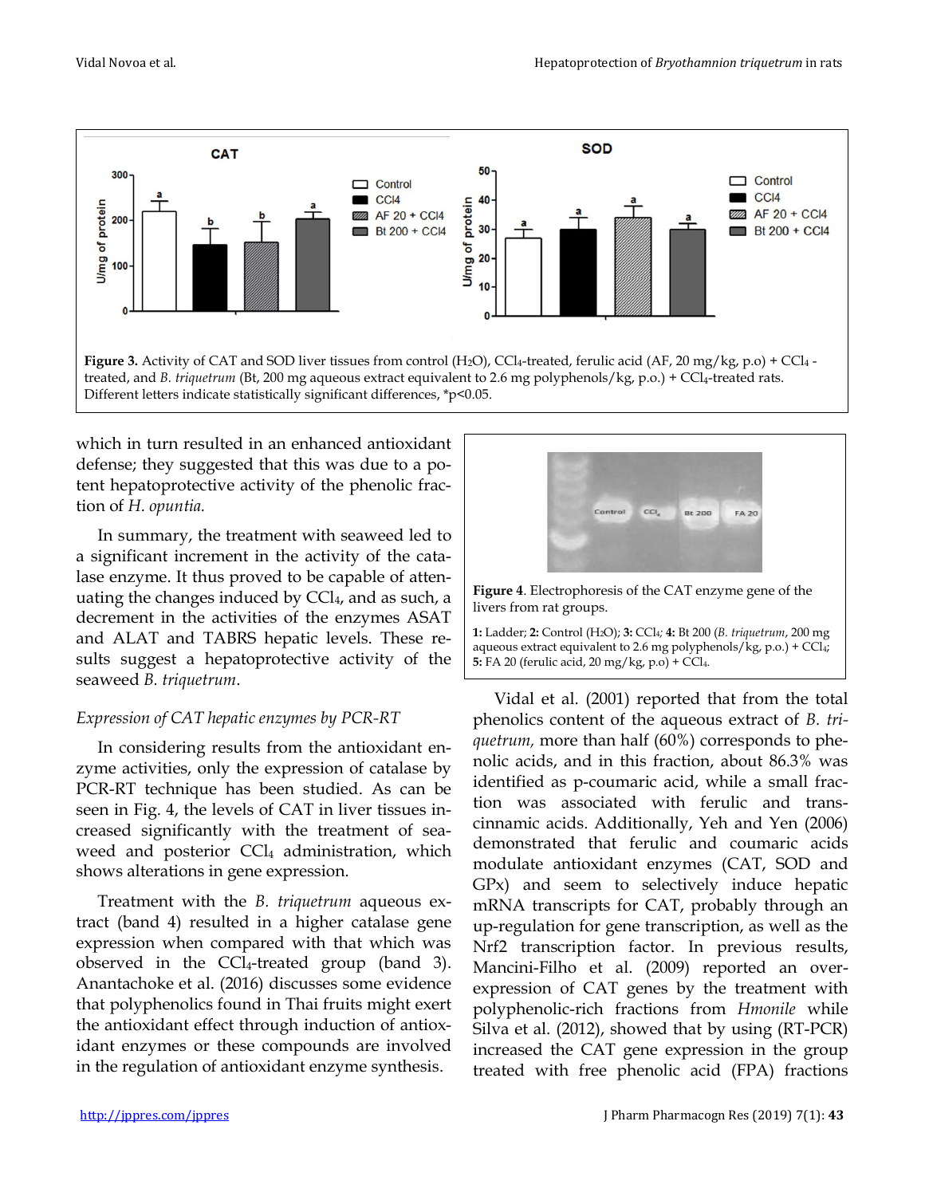**Figure 3.** Activity of CAT and SOD liver tissues from control ($H_2O$), $CCl_4$-treated, ferulic acid (AF, 20 mg/kg, p.o) + $CCl_4$ -treated, and *B. triquetrum* (Bt, 200 mg aqueous extract equivalent to 2.6 mg polyphenols/kg, p.o.) + $CCl_4$-treated rats. Different letters indicate statistically significant differences, $*p<0.05$.

which in turn resulted in an enhanced antioxidant defense; they suggested that this was due to a potent hepatoprotective activity of the phenolic fraction of *H. opuntia.*

In summary, the treatment with seaweed led to a significant increment in the activity of the catalase enzyme. It thus proved to be capable of attenuating the changes induced by $CCl_4$, and as such, a decrement in the activities of the enzymes ASAT and ALAT and TABRS hepatic levels. These results suggest a hepatoprotective activity of the seaweed *B. triquetrum*.

*Expression of CAT hepatic enzymes by PCR-RT*

In considering results from the antioxidant enzyme activities, only the expression of catalase by PCR-RT technique has been studied. As can be seen in Fig. 4, the levels of CAT in liver tissues increased significantly with the treatment of seaweed and posterior $CCl_4$ administration, which shows alterations in gene expression.

Treatment with the *B. triquetrum* aqueous extract (band 4) resulted in a higher catalase gene expression when compared with that which was observed in the $CCl_4$-treated group (band 3). Anantachoke et al. (2016) discusses some evidence that polyphenolics found in Thai fruits might exert the antioxidant effect through induction of antioxidant enzymes or these compounds are involved in the regulation of antioxidant enzyme synthesis.

**Figure 4**. Electrophoresis of the CAT enzyme gene of the livers from rat groups.

**1:** Ladder; **2:** Control ($H_2O$); **3:** $CCl_4$; **4:** Bt 200 (*B. triquetrum*, 200 mg aqueous extract equivalent to 2.6 mg polyphenols/kg, p.o.) + $CCl_4$; **5:** FA 20 (ferulic acid, 20 mg/kg, p.o) + $CCl_4$.

Vidal et al. (2001) reported that from the total phenolics content of the aqueous extract of *B. triquetrum,* more than half (60%) corresponds to phenolic acids, and in this fraction, about 86.3% was identified as p-coumaric acid, while a small fraction was associated with ferulic and trans-cinnamic acids. Additionally, Yeh and Yen (2006) demonstrated that ferulic and coumaric acids modulate antioxidant enzymes (CAT, SOD and GPx) and seem to selectively induce hepatic mRNA transcripts for CAT, probably through an up-regulation for gene transcription, as well as the Nrf2 transcription factor. In previous results, Mancini-Filho et al. (2009) reported an over-expression of CAT genes by the treatment with polyphenolic-rich fractions from *Hmonile* while Silva et al. (2012), showed that by using (RT-PCR) increased the CAT gene expression in the group treated with free phenolic acid (FPA) fractions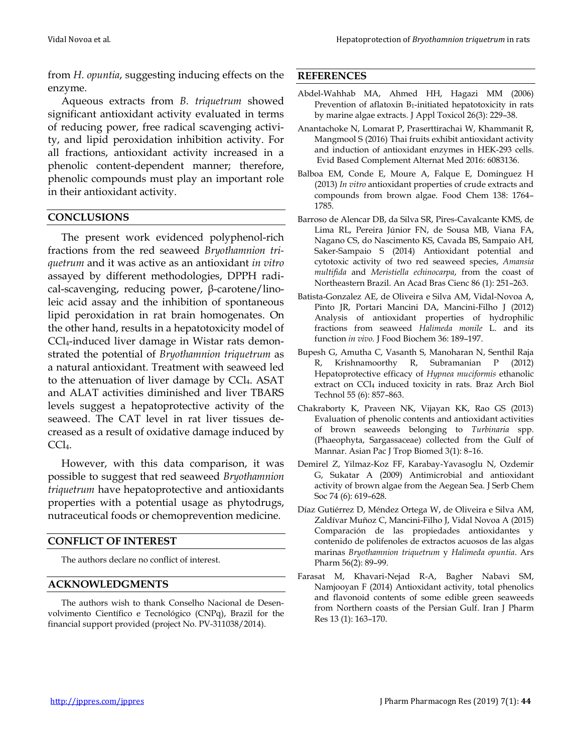from *H. opuntia*, suggesting inducing effects on the enzyme.

Aqueous extracts from *B. triquetrum* showed significant antioxidant activity evaluated in terms of reducing power, free radical scavenging activity, and lipid peroxidation inhibition activity. For all fractions, antioxidant activity increased in a phenolic content-dependent manner; therefore, phenolic compounds must play an important role in their antioxidant activity.

## CONCLUSIONS

The present work evidenced polyphenol-rich fractions from the red seaweed *Bryothamnion triquetrum* and it was active as an antioxidant *in vitro* assayed by different methodologies, DPPH radical-scavenging, reducing power, β-carotene/linoleic acid assay and the inhibition of spontaneous lipid peroxidation in rat brain homogenates. On the other hand, results in a hepatotoxicity model of $CCl_4$-induced liver damage in Wistar rats demonstrated the potential of *Bryothamnion triquetrum* as a natural antioxidant. Treatment with seaweed led to the attenuation of liver damage by $CCl_4$. ASAT and ALAT activities diminished and liver TBARS levels suggest a hepatoprotective activity of the seaweed. The CAT level in rat liver tissues decreased as a result of oxidative damage induced by $CCl_4$.

However, with this data comparison, it was possible to suggest that red seaweed *Bryothamnion triquetrum* have hepatoprotective and antioxidants properties with a potential usage as phytodrugs, nutraceutical foods or chemoprevention medicine.

## CONFLICT OF INTEREST

The authors declare no conflict of interest.

## ACKNOWLEDGMENTS

The authors wish to thank Conselho Nacional de Desenvolvimento Científico e Tecnológico (CNPq), Brazil for the financial support provided (project No. PV-311038/2014).

## REFERENCES

Abdel-Wahhab MA, Ahmed HH, Hagazi MM (2006) Prevention of aflatoxin $B_1$-initiated hepatotoxicity in rats by marine algae extracts. J Appl Toxicol 26(3): 229–38.

Anantachoke N, Lomarat P, Praserttirachai W, Khammanit R, Mangmool S (2016) Thai fruits exhibit antioxidant activity and induction of antioxidant enzymes in HEK-293 cells. Evid Based Complement Alternat Med 2016: 6083136.

Balboa EM, Conde E, Moure A, Falque E, Dominguez H (2013) *In vitro* antioxidant properties of crude extracts and compounds from brown algae. Food Chem 138: 1764–1785.

Barroso de Alencar DB, da Silva SR, Pires-Cavalcante KMS, de Lima RL, Pereira Júnior FN, de Sousa MB, Viana FA, Nagano CS, do Nascimento KS, Cavada BS, Sampaio AH, Saker-Sampaio S (2014) Antioxidant potential and cytotoxic activity of two red seaweed species, *Amansia multifida* and *Meristiella echinocarpa*, from the coast of Northeastern Brazil. An Acad Bras Cienc 86 (1): 251–263.

Batista-Gonzalez AE, de Oliveira e Silva AM, Vidal-Novoa A, Pinto JR, Portari Mancini DA, Mancini-Filho J (2012) Analysis of antioxidant properties of hydrophilic fractions from seaweed *Halimeda monile* L. and its function *in vivo.* J Food Biochem 36: 189–197.

Bupesh G, Amutha C, Vasanth S, Manoharan N, Senthil Raja R, Krishnamoorthy R, Subramanian P (2012) Hepatoprotective efficacy of *Hypnea muciformis* ethanolic extract on $CCl_4$ induced toxicity in rats. Braz Arch Biol Technol 55 (6): 857–863.

Chakraborty K, Praveen NK, Vijayan KK, Rao GS (2013) Evaluation of phenolic contents and antioxidant activities of brown seaweeds belonging to *Turbinaria* spp. (Phaeophyta, Sargassaceae) collected from the Gulf of Mannar. Asian Pac J Trop Biomed 3(1): 8–16.

Demirel Z, Yilmaz-Koz FF, Karabay-Yavasoglu N, Ozdemir G, Sukatar A (2009) Antimicrobial and antioxidant activity of brown algae from the Aegean Sea. J Serb Chem Soc 74 (6): 619–628.

Díaz Gutiérrez D, Méndez Ortega W, de Oliveira e Silva AM, Zaldívar Muñoz C, Mancini-Filho J, Vidal Novoa A (2015) Comparación de las propiedades antioxidantes y contenido de polifenoles de extractos acuosos de las algas marinas *Bryothamnion triquetrum* y *Halimeda opuntia*. Ars Pharm 56(2): 89–99.

Farasat M, Khavari-Nejad R-A, Bagher Nabavi SM, Namjooyan F (2014) Antioxidant activity, total phenolics and flavonoid contents of some edible green seaweeds from Northern coasts of the Persian Gulf. Iran J Pharm Res 13 (1): 163–170.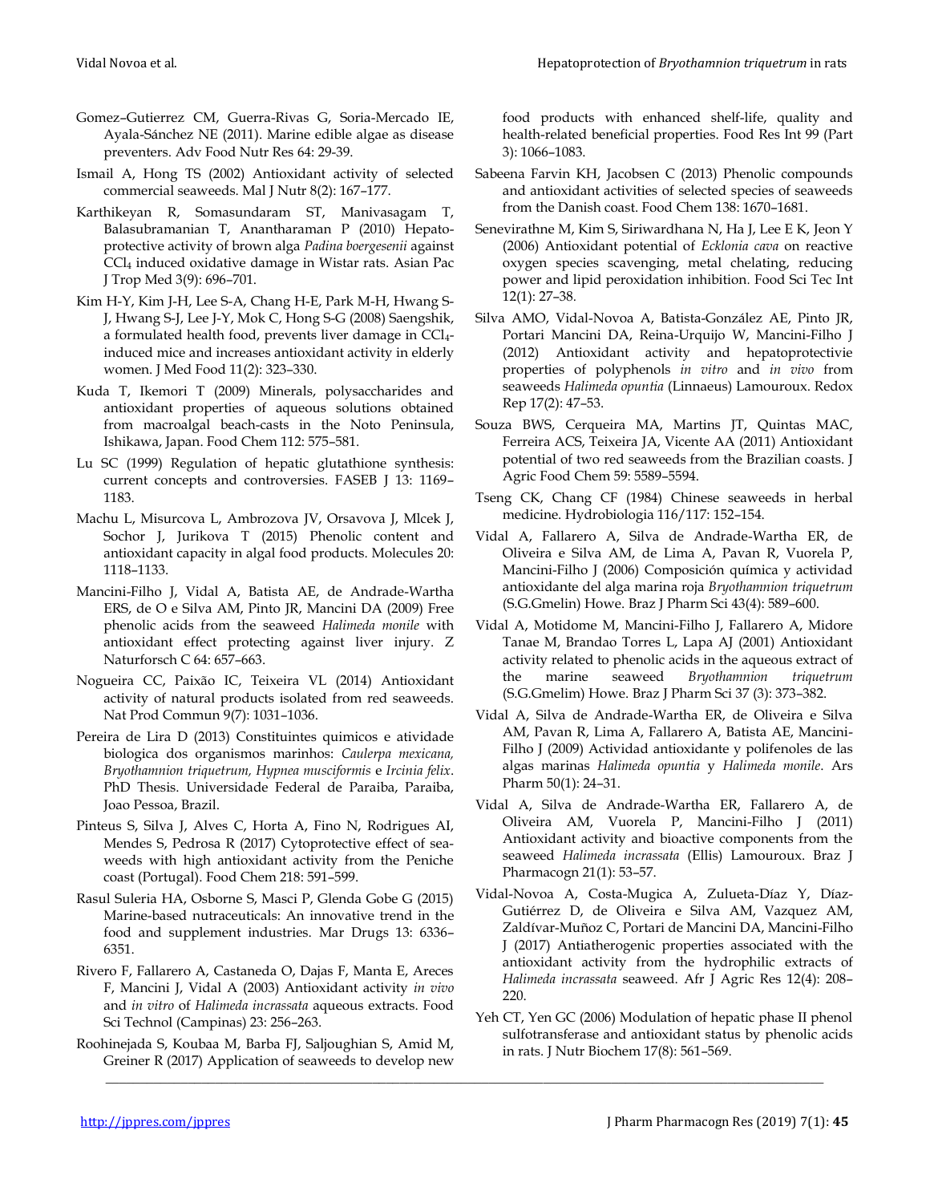Gomez–Gutierrez CM, Guerra-Rivas G, Soria-Mercado IE, Ayala-Sánchez NE (2011). Marine edible algae as disease preventers. Adv Food Nutr Res 64: 29-39.

Ismail A, Hong TS (2002) Antioxidant activity of selected commercial seaweeds. Mal J Nutr 8(2): 167–177.

Karthikeyan R, Somasundaram ST, Manivasagam T, Balasubramanian T, Anantharaman P (2010) Hepatoprotective activity of brown alga *Padina boergesenii* against $CCl_4$ induced oxidative damage in Wistar rats. Asian Pac J Trop Med 3(9): 696–701.

Kim H-Y, Kim J-H, Lee S-A, Chang H-E, Park M-H, Hwang S-J, Hwang S-J, Lee J-Y, Mok C, Hong S-G (2008) Saengshik, a formulated health food, prevents liver damage in $CCl_4$-induced mice and increases antioxidant activity in elderly women. J Med Food 11(2): 323–330.

Kuda T, Ikemori T (2009) Minerals, polysaccharides and antioxidant properties of aqueous solutions obtained from macroalgal beach-casts in the Noto Peninsula, Ishikawa, Japan. Food Chem 112: 575–581.

Lu SC (1999) Regulation of hepatic glutathione synthesis: current concepts and controversies. FASEB J 13: 1169–1183.

Machu L, Misurcova L, Ambrozova JV, Orsavova J, Mlcek J, Sochor J, Jurikova T (2015) Phenolic content and antioxidant capacity in algal food products. Molecules 20: 1118–1133.

Mancini-Filho J, Vidal A, Batista AE, de Andrade-Wartha ERS, de O e Silva AM, Pinto JR, Mancini DA (2009) Free phenolic acids from the seaweed *Halimeda monile* with antioxidant effect protecting against liver injury. Z Naturforsch C 64: 657–663.

Nogueira CC, Paixão IC, Teixeira VL (2014) Antioxidant activity of natural products isolated from red seaweeds. Nat Prod Commun 9(7): 1031–1036.

Pereira de Lira D (2013) Constituintes quimicos e atividade biologica dos organismos marinhos: *Caulerpa mexicana, Bryothamnion triquetrum, Hypnea musciformis* e *Ircinia felix*. PhD Thesis. Universidade Federal de Paraiba, Paraiba, Joao Pessoa, Brazil.

Pinteus S, Silva J, Alves C, Horta A, Fino N, Rodrigues AI, Mendes S, Pedrosa R (2017) Cytoprotective effect of seaweeds with high antioxidant activity from the Peniche coast (Portugal). Food Chem 218: 591–599.

Rasul Suleria HA, Osborne S, Masci P, Glenda Gobe G (2015) Marine-based nutraceuticals: An innovative trend in the food and supplement industries. Mar Drugs 13: 6336–6351.

Rivero F, Fallarero A, Castaneda O, Dajas F, Manta E, Areces F, Mancini J, Vidal A (2003) Antioxidant activity *in vivo* and *in vitro* of *Halimeda incrassata* aqueous extracts. Food Sci Technol (Campinas) 23: 256–263.

Roohinejada S, Koubaa M, Barba FJ, Saljoughian S, Amid M, Greiner R (2017) Application of seaweeds to develop new food products with enhanced shelf-life, quality and health-related beneficial properties. Food Res Int 99 (Part 3): 1066–1083.

Sabeena Farvin KH, Jacobsen C (2013) Phenolic compounds and antioxidant activities of selected species of seaweeds from the Danish coast. Food Chem 138: 1670–1681.

Senevirathne M, Kim S, Siriwardhana N, Ha J, Lee E K, Jeon Y (2006) Antioxidant potential of *Ecklonia cava* on reactive oxygen species scavenging, metal chelating, reducing power and lipid peroxidation inhibition. Food Sci Tec Int 12(1): 27–38.

Silva AMO, Vidal-Novoa A, Batista-González AE, Pinto JR, Portari Mancini DA, Reina-Urquijo W, Mancini-Filho J (2012) Antioxidant activity and hepatoprotectivie properties of polyphenols *in vitro* and *in vivo* from seaweeds *Halimeda opuntia* (Linnaeus) Lamouroux. Redox Rep 17(2): 47–53.

Souza BWS, Cerqueira MA, Martins JT, Quintas MAC, Ferreira ACS, Teixeira JA, Vicente AA (2011) Antioxidant potential of two red seaweeds from the Brazilian coasts. J Agric Food Chem 59: 5589–5594.

Tseng CK, Chang CF (1984) Chinese seaweeds in herbal medicine. Hydrobiologia 116/117: 152–154.

Vidal A, Fallarero A, Silva de Andrade-Wartha ER, de Oliveira e Silva AM, de Lima A, Pavan R, Vuorela P, Mancini-Filho J (2006) Composición química y actividad antioxidante del alga marina roja *Bryothamnion triquetrum* (S.G.Gmelin) Howe. Braz J Pharm Sci 43(4): 589–600.

Vidal A, Motidome M, Mancini-Filho J, Fallarero A, Midore Tanae M, Brandao Torres L, Lapa AJ (2001) Antioxidant activity related to phenolic acids in the aqueous extract of the marine seaweed *Bryothamnion triquetrum* (S.G.Gmelim) Howe. Braz J Pharm Sci 37 (3): 373–382.

Vidal A, Silva de Andrade-Wartha ER, de Oliveira e Silva AM, Pavan R, Lima A, Fallarero A, Batista AE, Mancini-Filho J (2009) Actividad antioxidante y polifenoles de las algas marinas *Halimeda opuntia* y *Halimeda monile*. Ars Pharm 50(1): 24–31.

Vidal A, Silva de Andrade-Wartha ER, Fallarero A, de Oliveira AM, Vuorela P, Mancini-Filho J (2011) Antioxidant activity and bioactive components from the seaweed *Halimeda incrassata* (Ellis) Lamouroux. Braz J Pharmacogn 21(1): 53–57.

Vidal-Novoa A, Costa-Mugica A, Zulueta-Díaz Y, Díaz-Gutiérrez D, de Oliveira e Silva AM, Vazquez AM, Zaldívar-Muñoz C, Portari de Mancini DA, Mancini-Filho J (2017) Antiatherogenic properties associated with the antioxidant activity from the hydrophilic extracts of *Halimeda incrassata* seaweed. Afr J Agric Res 12(4): 208–220.

Yeh CT, Yen GC (2006) Modulation of hepatic phase II phenol sulfotransferase and antioxidant status by phenolic acids in rats. J Nutr Biochem 17(8): 561–569.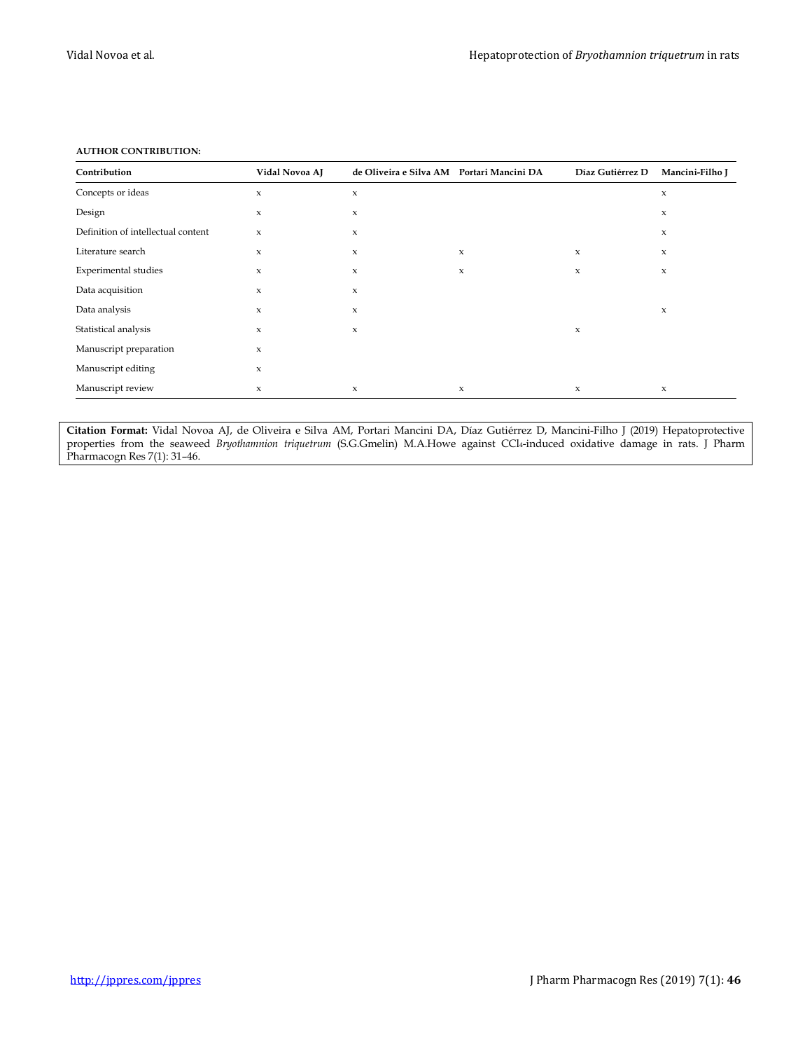**AUTHOR CONTRIBUTION:**

| Contribution | Vidal Novoa AJ | de Oliveira e Silva AM | Portari Mancini DA | Díaz Gutiérrez D | Mancini-Filho J |
|---|---|---|---|---|---|
| Concepts or ideas | x | x | | | x |
| Design | x | x | | | x |
| Definition of intellectual content | x | x | | | x |
| Literature search | x | x | x | x | x |
| Experimental studies | x | x | x | x | x |
| Data acquisition | x | x | | | |
| Data analysis | x | x | | | x |
| Statistical analysis | x | x | | x | |
| Manuscript preparation | x | | | | |
| Manuscript editing | x | | | | |
| Manuscript review | x | x | x | x | x |

**Citation Format:** Vidal Novoa AJ, de Oliveira e Silva AM, Portari Mancini DA, Díaz Gutiérrez D, Mancini-Filho J (2019) Hepatoprotective properties from the seaweed *Bryothamnion triquetrum* (S.G.Gmelin) M.A.Howe against $CCl_4$-induced oxidative damage in rats. J Pharm Pharmacogn Res 7(1): 31–46.